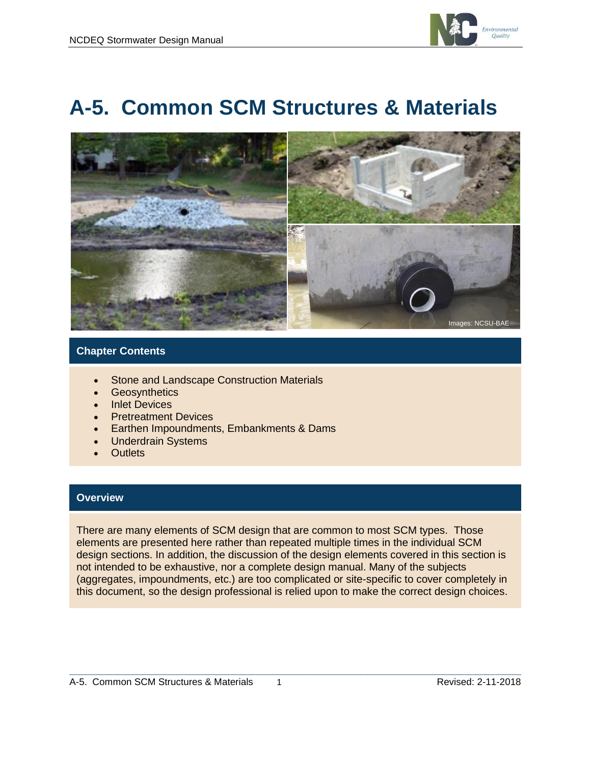# A-5. Common SCM Structures & Materials

Images: NCSU-BAE

## Chapter Contents

- Stone and Landscape Construction Materials
- Geosynthetics
- Inlet Devices
- Pretreatment Devices
- Earthen Impoundments, Embankments & Dams
- Underdrain Systems
- Outlets

## Overview

There are many elements of SCM design that are common to most SCM types. Those elements are presented here rather than repeated multiple times in the individual SCM design sections. In addition, the discussion of the design elements covered in this section is not intended to be exhaustive, nor a complete design manual. Many of the subjects (aggregates, impoundments, etc.) are too complicated or site-specific to cover completely in this document, so the design professional is relied upon to make the correct design choices.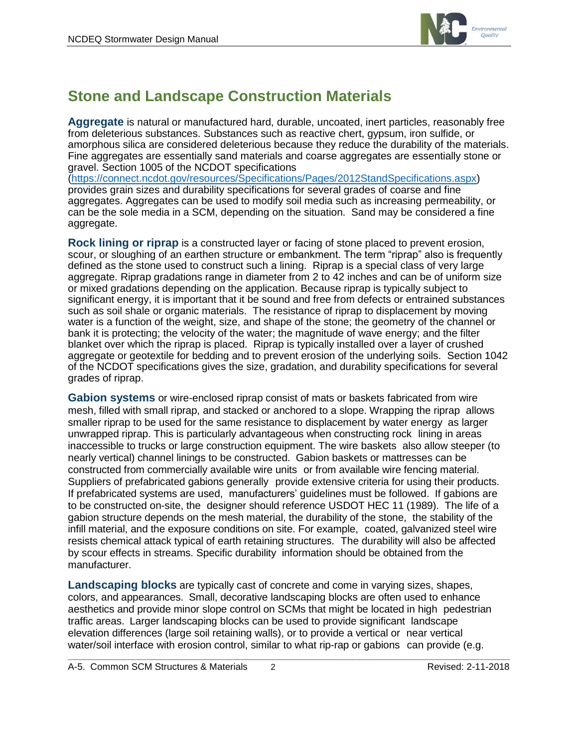# Stone and Landscape Construction Materials

**Aggregate** is natural or manufactured hard, durable, uncoated, inert particles, reasonably free from deleterious substances. Substances such as reactive chert, gypsum, iron sulfide, or amorphous silica are considered deleterious because they reduce the durability of the materials. Fine aggregates are essentially sand materials and coarse aggregates are essentially stone or gravel. Section 1005 of the NCDOT specifications (https://connect.ncdot.gov/resources/Specifications/Pages/2012StandSpecifications.aspx) provides grain sizes and durability specifications for several grades of coarse and fine aggregates. Aggregates can be used to modify soil media such as increasing permeability, or can be the sole media in a SCM, depending on the situation. Sand may be considered a fine aggregate.

**Rock lining or riprap** is a constructed layer or facing of stone placed to prevent erosion, scour, or sloughing of an earthen structure or embankment. The term "riprap" also is frequently defined as the stone used to construct such a lining. Riprap is a special class of very large aggregate. Riprap gradations range in diameter from 2 to 42 inches and can be of uniform size or mixed gradations depending on the application. Because riprap is typically subject to significant energy, it is important that it be sound and free from defects or entrained substances such as soil shale or organic materials. The resistance of riprap to displacement by moving water is a function of the weight, size, and shape of the stone; the geometry of the channel or bank it is protecting; the velocity of the water; the magnitude of wave energy; and the filter blanket over which the riprap is placed. Riprap is typically installed over a layer of crushed aggregate or geotextile for bedding and to prevent erosion of the underlying soils. Section 1042 of the NCDOT specifications gives the size, gradation, and durability specifications for several grades of riprap.

**Gabion systems** or wire-enclosed riprap consist of mats or baskets fabricated from wire mesh, filled with small riprap, and stacked or anchored to a slope. Wrapping the riprap allows smaller riprap to be used for the same resistance to displacement by water energy as larger unwrapped riprap. This is particularly advantageous when constructing rock lining in areas inaccessible to trucks or large construction equipment. The wire baskets also allow steeper (to nearly vertical) channel linings to be constructed. Gabion baskets or mattresses can be constructed from commercially available wire units or from available wire fencing material. Suppliers of prefabricated gabions generally provide extensive criteria for using their products. If prefabricated systems are used, manufacturers' guidelines must be followed. If gabions are to be constructed on-site, the designer should reference USDOT HEC 11 (1989). The life of a gabion structure depends on the mesh material, the durability of the stone, the stability of the infill material, and the exposure conditions on site. For example, coated, galvanized steel wire resists chemical attack typical of earth retaining structures. The durability will also be affected by scour effects in streams. Specific durability information should be obtained from the manufacturer.

**Landscaping blocks** are typically cast of concrete and come in varying sizes, shapes, colors, and appearances. Small, decorative landscaping blocks are often used to enhance aesthetics and provide minor slope control on SCMs that might be located in high pedestrian traffic areas. Larger landscaping blocks can be used to provide significant landscape elevation differences (large soil retaining walls), or to provide a vertical or near vertical water/soil interface with erosion control, similar to what rip-rap or gabions can provide (e.g.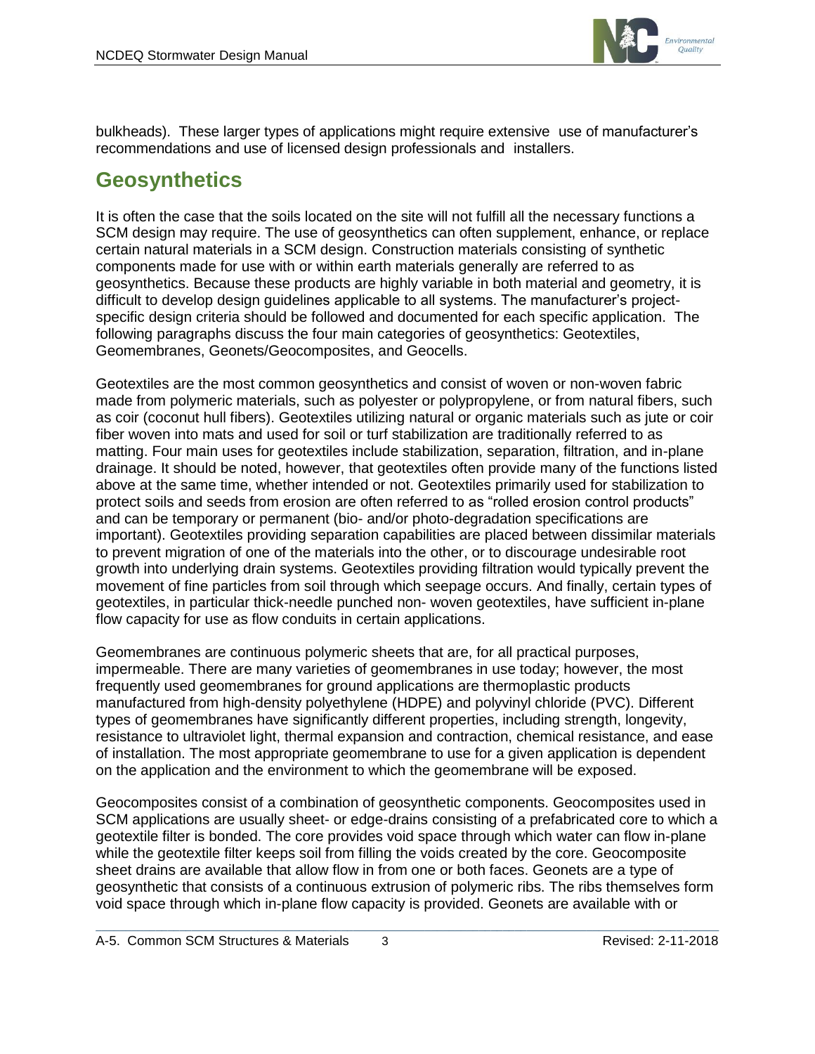bulkheads). These larger types of applications might require extensive use of manufacturer's recommendations and use of licensed design professionals and installers.

## Geosynthetics

It is often the case that the soils located on the site will not fulfill all the necessary functions a SCM design may require. The use of geosynthetics can often supplement, enhance, or replace certain natural materials in a SCM design. Construction materials consisting of synthetic components made for use with or within earth materials generally are referred to as geosynthetics. Because these products are highly variable in both material and geometry, it is difficult to develop design guidelines applicable to all systems. The manufacturer's project-specific design criteria should be followed and documented for each specific application. The following paragraphs discuss the four main categories of geosynthetics: Geotextiles, Geomembranes, Geonets/Geocomposites, and Geocells.

Geotextiles are the most common geosynthetics and consist of woven or non-woven fabric made from polymeric materials, such as polyester or polypropylene, or from natural fibers, such as coir (coconut hull fibers). Geotextiles utilizing natural or organic materials such as jute or coir fiber woven into mats and used for soil or turf stabilization are traditionally referred to as matting. Four main uses for geotextiles include stabilization, separation, filtration, and in-plane drainage. It should be noted, however, that geotextiles often provide many of the functions listed above at the same time, whether intended or not. Geotextiles primarily used for stabilization to protect soils and seeds from erosion are often referred to as "rolled erosion control products" and can be temporary or permanent (bio- and/or photo-degradation specifications are important). Geotextiles providing separation capabilities are placed between dissimilar materials to prevent migration of one of the materials into the other, or to discourage undesirable root growth into underlying drain systems. Geotextiles providing filtration would typically prevent the movement of fine particles from soil through which seepage occurs. And finally, certain types of geotextiles, in particular thick-needle punched non- woven geotextiles, have sufficient in-plane flow capacity for use as flow conduits in certain applications.

Geomembranes are continuous polymeric sheets that are, for all practical purposes, impermeable. There are many varieties of geomembranes in use today; however, the most frequently used geomembranes for ground applications are thermoplastic products manufactured from high-density polyethylene (HDPE) and polyvinyl chloride (PVC). Different types of geomembranes have significantly different properties, including strength, longevity, resistance to ultraviolet light, thermal expansion and contraction, chemical resistance, and ease of installation. The most appropriate geomembrane to use for a given application is dependent on the application and the environment to which the geomembrane will be exposed.

Geocomposites consist of a combination of geosynthetic components. Geocomposites used in SCM applications are usually sheet- or edge-drains consisting of a prefabricated core to which a geotextile filter is bonded. The core provides void space through which water can flow in-plane while the geotextile filter keeps soil from filling the voids created by the core. Geocomposite sheet drains are available that allow flow in from one or both faces. Geonets are a type of geosynthetic that consists of a continuous extrusion of polymeric ribs. The ribs themselves form void space through which in-plane flow capacity is provided. Geonets are available with or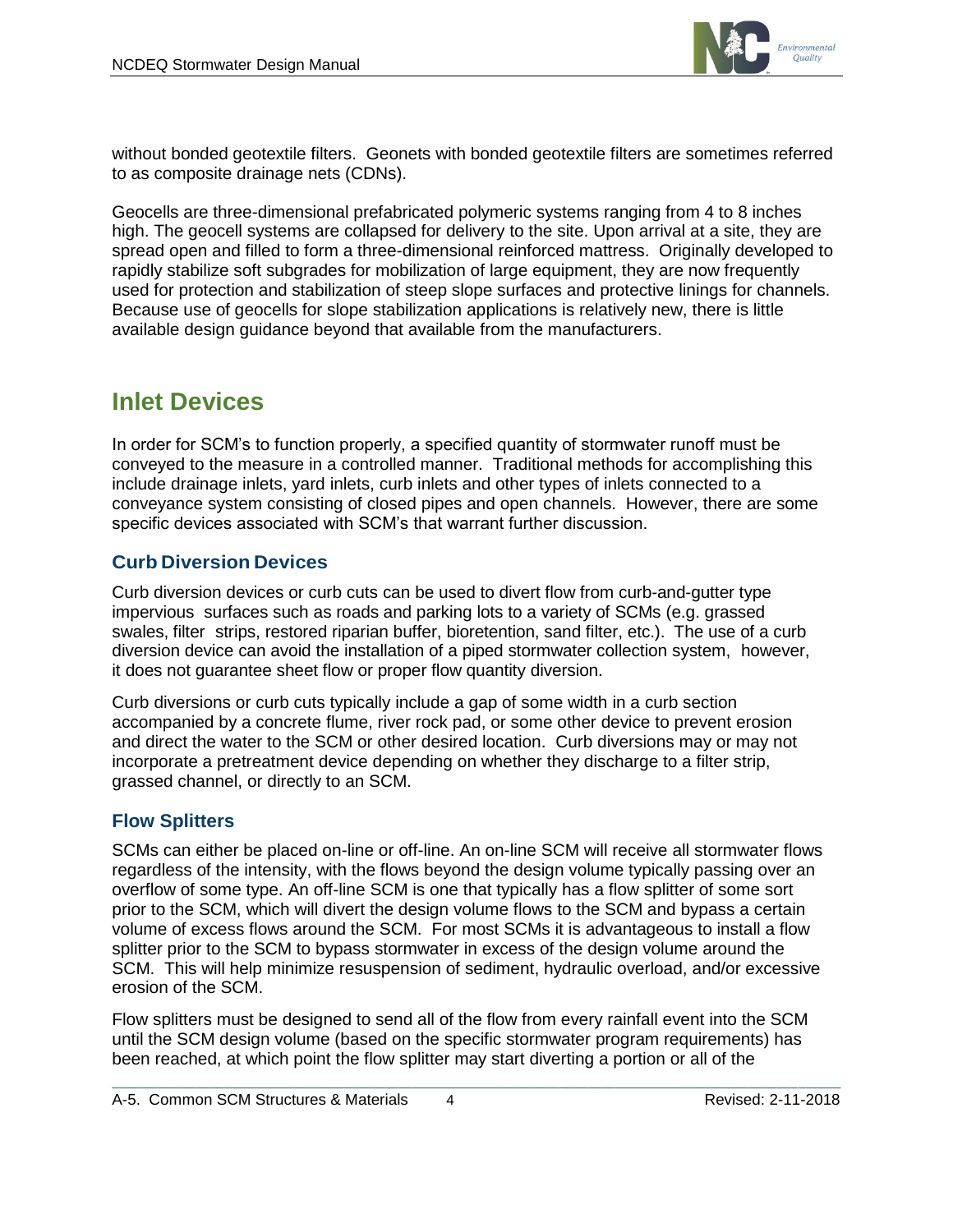without bonded geotextile filters. Geonets with bonded geotextile filters are sometimes referred to as composite drainage nets (CDNs).

Geocells are three-dimensional prefabricated polymeric systems ranging from 4 to 8 inches high. The geocell systems are collapsed for delivery to the site. Upon arrival at a site, they are spread open and filled to form a three-dimensional reinforced mattress. Originally developed to rapidly stabilize soft subgrades for mobilization of large equipment, they are now frequently used for protection and stabilization of steep slope surfaces and protective linings for channels. Because use of geocells for slope stabilization applications is relatively new, there is little available design guidance beyond that available from the manufacturers.

# Inlet Devices

In order for SCM's to function properly, a specified quantity of stormwater runoff must be conveyed to the measure in a controlled manner. Traditional methods for accomplishing this include drainage inlets, yard inlets, curb inlets and other types of inlets connected to a conveyance system consisting of closed pipes and open channels. However, there are some specific devices associated with SCM's that warrant further discussion.

## Curb Diversion Devices

Curb diversion devices or curb cuts can be used to divert flow from curb-and-gutter type impervious surfaces such as roads and parking lots to a variety of SCMs (e.g. grassed swales, filter strips, restored riparian buffer, bioretention, sand filter, etc.). The use of a curb diversion device can avoid the installation of a piped stormwater collection system, however, it does not guarantee sheet flow or proper flow quantity diversion.

Curb diversions or curb cuts typically include a gap of some width in a curb section accompanied by a concrete flume, river rock pad, or some other device to prevent erosion and direct the water to the SCM or other desired location. Curb diversions may or may not incorporate a pretreatment device depending on whether they discharge to a filter strip, grassed channel, or directly to an SCM.

## Flow Splitters

SCMs can either be placed on-line or off-line. An on-line SCM will receive all stormwater flows regardless of the intensity, with the flows beyond the design volume typically passing over an overflow of some type. An off-line SCM is one that typically has a flow splitter of some sort prior to the SCM, which will divert the design volume flows to the SCM and bypass a certain volume of excess flows around the SCM. For most SCMs it is advantageous to install a flow splitter prior to the SCM to bypass stormwater in excess of the design volume around the SCM. This will help minimize resuspension of sediment, hydraulic overload, and/or excessive erosion of the SCM.

Flow splitters must be designed to send all of the flow from every rainfall event into the SCM until the SCM design volume (based on the specific stormwater program requirements) has been reached, at which point the flow splitter may start diverting a portion or all of the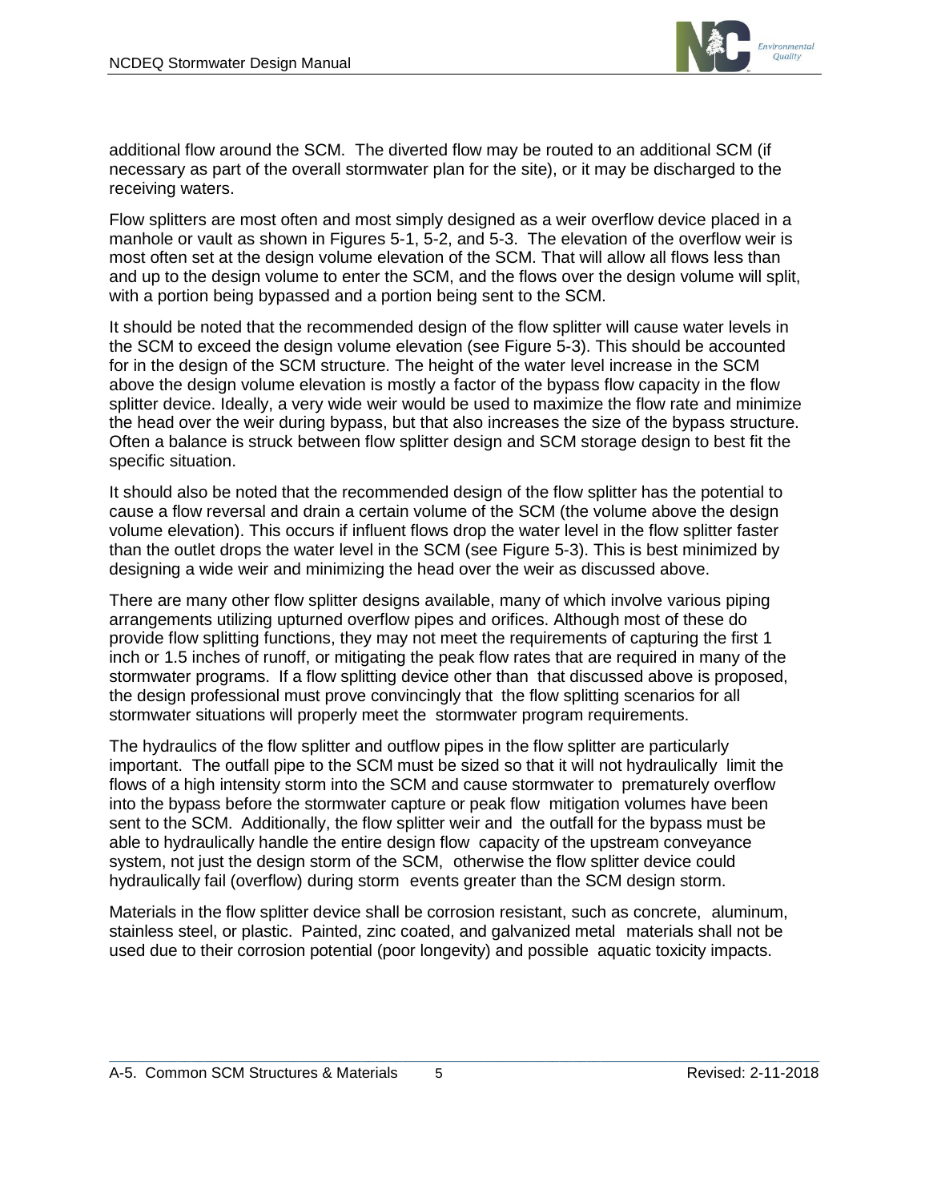additional flow around the SCM. The diverted flow may be routed to an additional SCM (if necessary as part of the overall stormwater plan for the site), or it may be discharged to the receiving waters.

Flow splitters are most often and most simply designed as a weir overflow device placed in a manhole or vault as shown in Figures 5-1, 5-2, and 5-3. The elevation of the overflow weir is most often set at the design volume elevation of the SCM. That will allow all flows less than and up to the design volume to enter the SCM, and the flows over the design volume will split, with a portion being bypassed and a portion being sent to the SCM.

It should be noted that the recommended design of the flow splitter will cause water levels in the SCM to exceed the design volume elevation (see Figure 5-3). This should be accounted for in the design of the SCM structure. The height of the water level increase in the SCM above the design volume elevation is mostly a factor of the bypass flow capacity in the flow splitter device. Ideally, a very wide weir would be used to maximize the flow rate and minimize the head over the weir during bypass, but that also increases the size of the bypass structure. Often a balance is struck between flow splitter design and SCM storage design to best fit the specific situation.

It should also be noted that the recommended design of the flow splitter has the potential to cause a flow reversal and drain a certain volume of the SCM (the volume above the design volume elevation). This occurs if influent flows drop the water level in the flow splitter faster than the outlet drops the water level in the SCM (see Figure 5-3). This is best minimized by designing a wide weir and minimizing the head over the weir as discussed above.

There are many other flow splitter designs available, many of which involve various piping arrangements utilizing upturned overflow pipes and orifices. Although most of these do provide flow splitting functions, they may not meet the requirements of capturing the first 1 inch or 1.5 inches of runoff, or mitigating the peak flow rates that are required in many of the stormwater programs. If a flow splitting device other than that discussed above is proposed, the design professional must prove convincingly that the flow splitting scenarios for all stormwater situations will properly meet the stormwater program requirements.

The hydraulics of the flow splitter and outflow pipes in the flow splitter are particularly important. The outfall pipe to the SCM must be sized so that it will not hydraulically limit the flows of a high intensity storm into the SCM and cause stormwater to prematurely overflow into the bypass before the stormwater capture or peak flow mitigation volumes have been sent to the SCM. Additionally, the flow splitter weir and the outfall for the bypass must be able to hydraulically handle the entire design flow capacity of the upstream conveyance system, not just the design storm of the SCM, otherwise the flow splitter device could hydraulically fail (overflow) during storm events greater than the SCM design storm.

Materials in the flow splitter device shall be corrosion resistant, such as concrete, aluminum, stainless steel, or plastic. Painted, zinc coated, and galvanized metal materials shall not be used due to their corrosion potential (poor longevity) and possible aquatic toxicity impacts.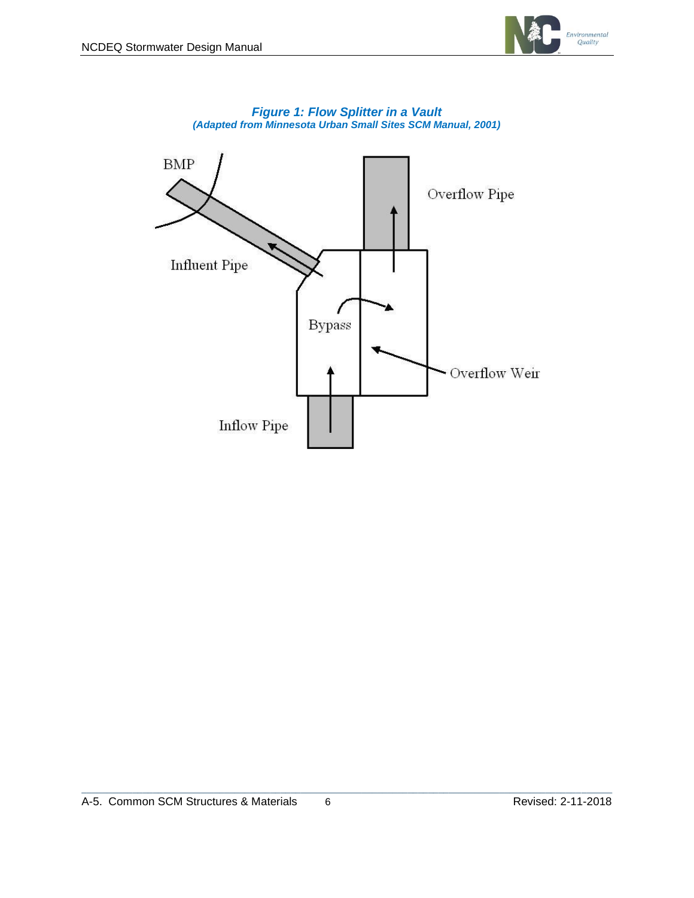***Figure 1: Flow Splitter in a Vault***
***(Adapted from Minnesota Urban Small Sites SCM Manual, 2001)***

BMP

Overflow Pipe

Influent Pipe

Bypass

Overflow Weir

Inflow Pipe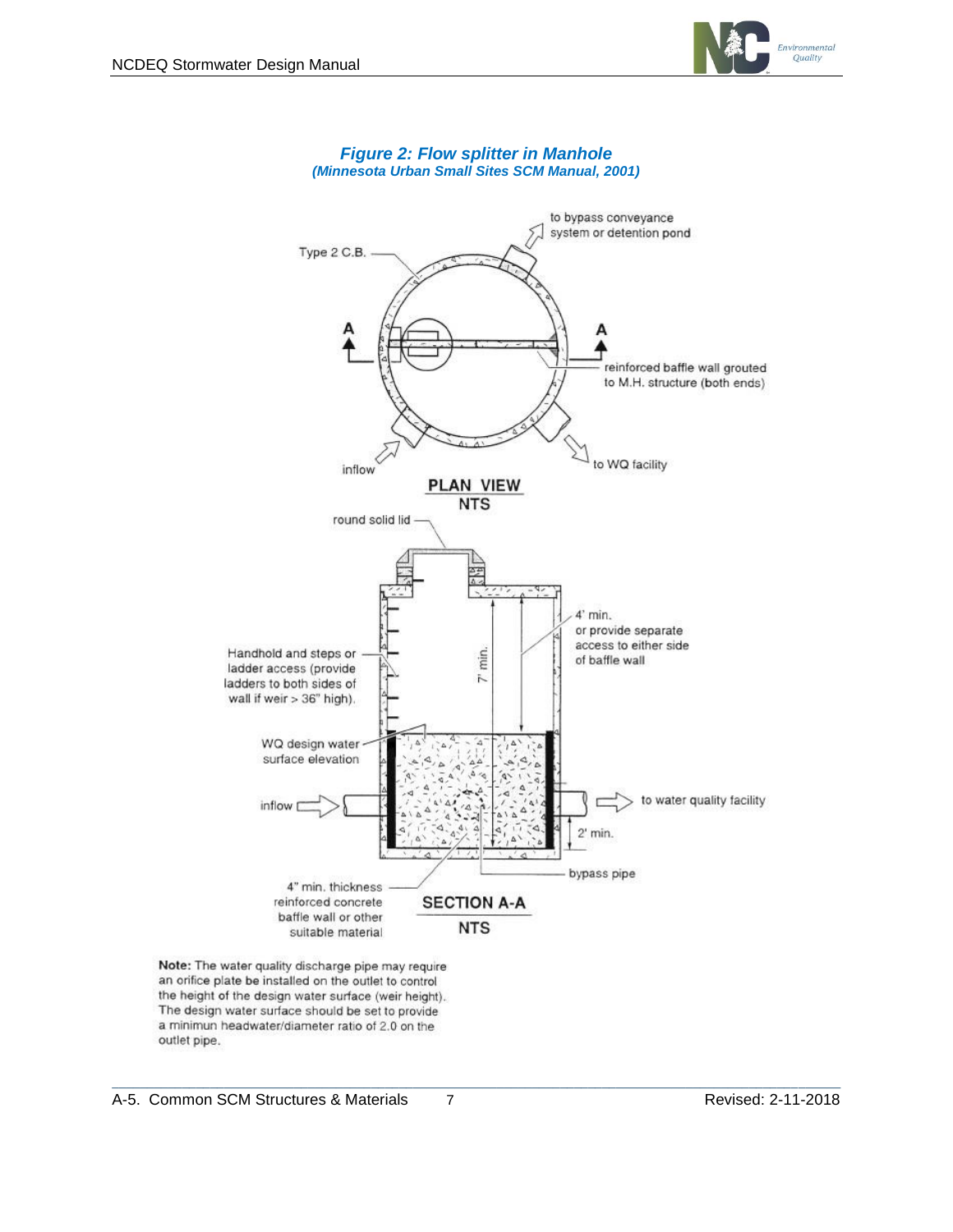***Figure 2: Flow splitter in Manhole***
***(Minnesota Urban Small Sites SCM Manual, 2001)***

to bypass conveyance system or detention pond

Type 2 C.B.

A

A

reinforced baffle wall grouted to M.H. structure (both ends)

inflow

to WQ facility

**PLAN VIEW**
**NTS**

round solid lid

4' min. or provide separate access to either side of baffle wall

Handhold and steps or ladder access (provide ladders to both sides of wall if weir > 36" high).

7' min.

WQ design water surface elevation

inflow

to water quality facility

2' min.

bypass pipe

4" min. thickness reinforced concrete baffle wall or other suitable material

**SECTION A-A**
**NTS**

**Note:** The water quality discharge pipe may require an orifice plate be installed on the outlet to control the height of the design water surface (weir height). The design water surface should be set to provide a minimun headwater/diameter ratio of 2.0 on the outlet pipe.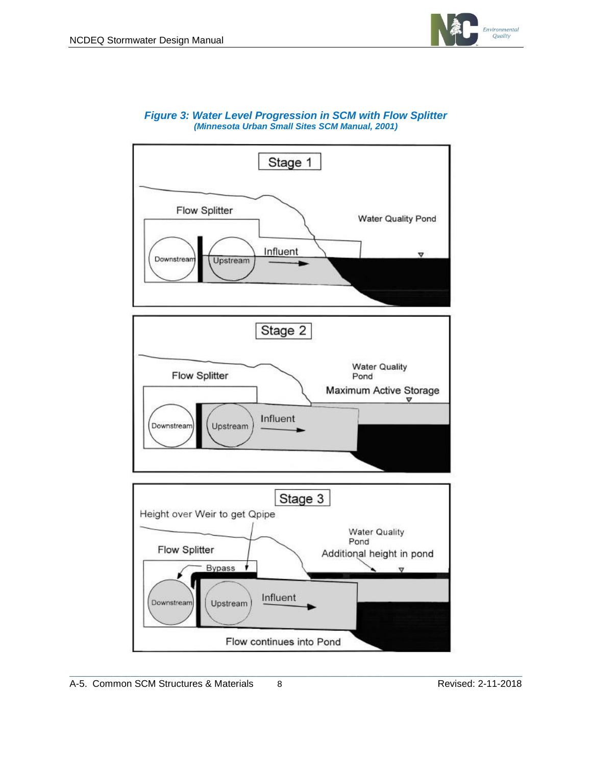***Figure 3: Water Level Progression in SCM with Flow Splitter***
***(Minnesota Urban Small Sites SCM Manual, 2001)***

Stage 1

Flow Splitter

Water Quality Pond

Downstream

Upstream

Influent

Stage 2

Flow Splitter

Water Quality Pond

Maximum Active Storage

Downstream

Upstream

Influent

Stage 3

Height over Weir to get Qpipe

Flow Splitter

Water Quality Pond

Additional height in pond

Bypass

Downstream

Upstream

Influent

Flow continues into Pond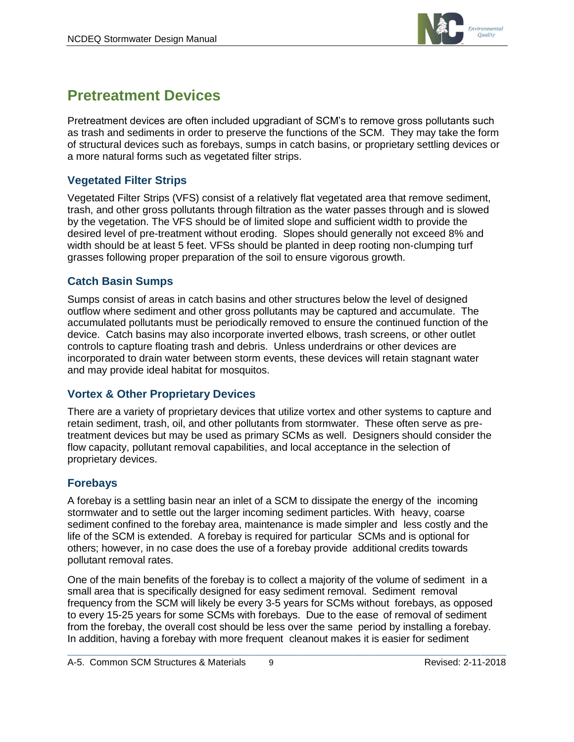## Pretreatment Devices

Pretreatment devices are often included upgradiant of SCM's to remove gross pollutants such as trash and sediments in order to preserve the functions of the SCM. They may take the form of structural devices such as forebays, sumps in catch basins, or proprietary settling devices or a more natural forms such as vegetated filter strips.

### Vegetated Filter Strips

Vegetated Filter Strips (VFS) consist of a relatively flat vegetated area that remove sediment, trash, and other gross pollutants through filtration as the water passes through and is slowed by the vegetation. The VFS should be of limited slope and sufficient width to provide the desired level of pre-treatment without eroding. Slopes should generally not exceed 8% and width should be at least 5 feet. VFSs should be planted in deep rooting non-clumping turf grasses following proper preparation of the soil to ensure vigorous growth.

### Catch Basin Sumps

Sumps consist of areas in catch basins and other structures below the level of designed outflow where sediment and other gross pollutants may be captured and accumulate. The accumulated pollutants must be periodically removed to ensure the continued function of the device. Catch basins may also incorporate inverted elbows, trash screens, or other outlet controls to capture floating trash and debris. Unless underdrains or other devices are incorporated to drain water between storm events, these devices will retain stagnant water and may provide ideal habitat for mosquitos.

### Vortex & Other Proprietary Devices

There are a variety of proprietary devices that utilize vortex and other systems to capture and retain sediment, trash, oil, and other pollutants from stormwater. These often serve as pre-treatment devices but may be used as primary SCMs as well. Designers should consider the flow capacity, pollutant removal capabilities, and local acceptance in the selection of proprietary devices.

### Forebays

A forebay is a settling basin near an inlet of a SCM to dissipate the energy of the incoming stormwater and to settle out the larger incoming sediment particles. With heavy, coarse sediment confined to the forebay area, maintenance is made simpler and less costly and the life of the SCM is extended. A forebay is required for particular SCMs and is optional for others; however, in no case does the use of a forebay provide additional credits towards pollutant removal rates.

One of the main benefits of the forebay is to collect a majority of the volume of sediment in a small area that is specifically designed for easy sediment removal. Sediment removal frequency from the SCM will likely be every 3-5 years for SCMs without forebays, as opposed to every 15-25 years for some SCMs with forebays. Due to the ease of removal of sediment from the forebay, the overall cost should be less over the same period by installing a forebay. In addition, having a forebay with more frequent cleanout makes it is easier for sediment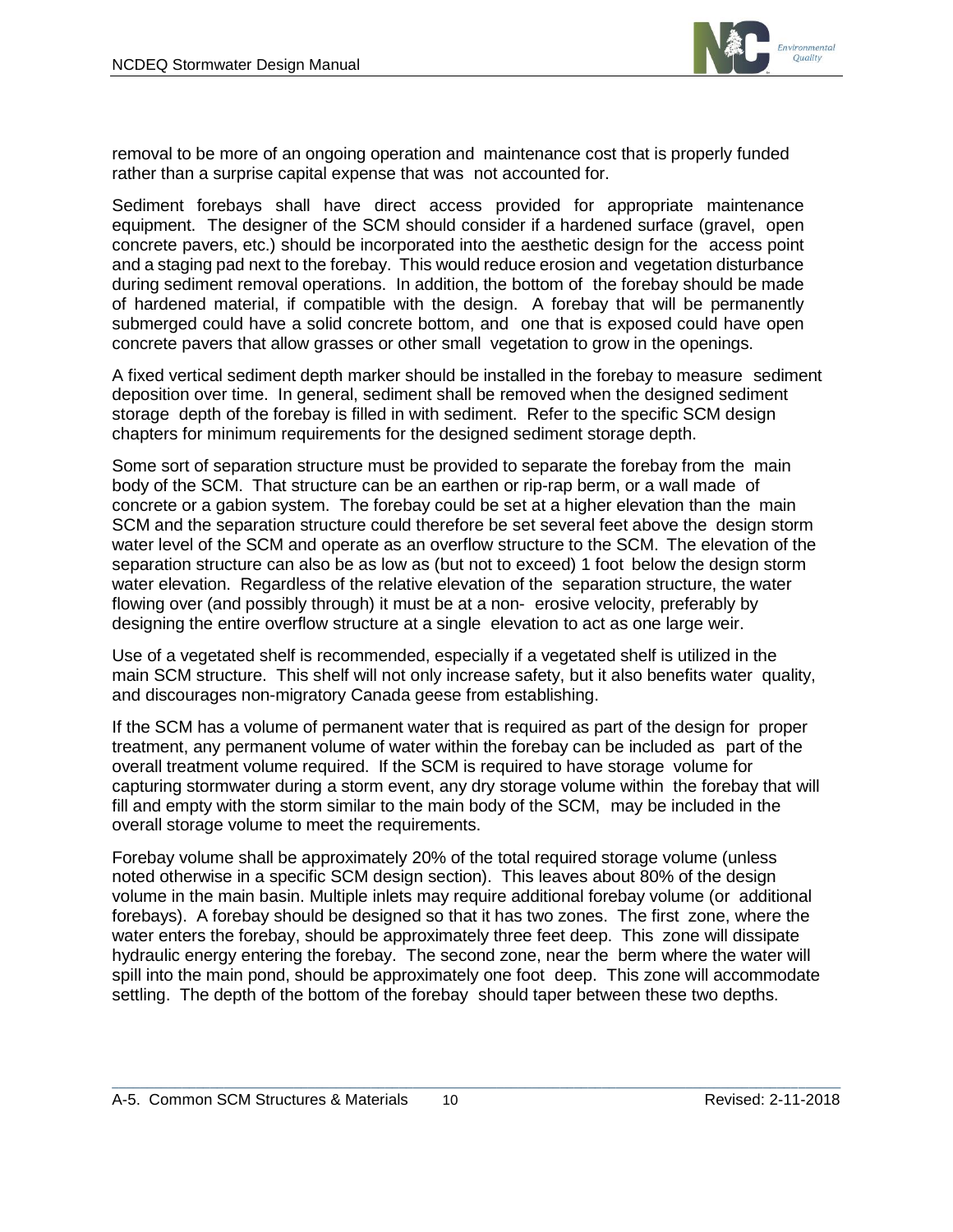removal to be more of an ongoing operation and maintenance cost that is properly funded rather than a surprise capital expense that was not accounted for.

Sediment forebays shall have direct access provided for appropriate maintenance equipment. The designer of the SCM should consider if a hardened surface (gravel, open concrete pavers, etc.) should be incorporated into the aesthetic design for the access point and a staging pad next to the forebay. This would reduce erosion and vegetation disturbance during sediment removal operations. In addition, the bottom of the forebay should be made of hardened material, if compatible with the design. A forebay that will be permanently submerged could have a solid concrete bottom, and one that is exposed could have open concrete pavers that allow grasses or other small vegetation to grow in the openings.

A fixed vertical sediment depth marker should be installed in the forebay to measure sediment deposition over time. In general, sediment shall be removed when the designed sediment storage depth of the forebay is filled in with sediment. Refer to the specific SCM design chapters for minimum requirements for the designed sediment storage depth.

Some sort of separation structure must be provided to separate the forebay from the main body of the SCM. That structure can be an earthen or rip-rap berm, or a wall made of concrete or a gabion system. The forebay could be set at a higher elevation than the main SCM and the separation structure could therefore be set several feet above the design storm water level of the SCM and operate as an overflow structure to the SCM. The elevation of the separation structure can also be as low as (but not to exceed) 1 foot below the design storm water elevation. Regardless of the relative elevation of the separation structure, the water flowing over (and possibly through) it must be at a non- erosive velocity, preferably by designing the entire overflow structure at a single elevation to act as one large weir.

Use of a vegetated shelf is recommended, especially if a vegetated shelf is utilized in the main SCM structure. This shelf will not only increase safety, but it also benefits water quality, and discourages non-migratory Canada geese from establishing.

If the SCM has a volume of permanent water that is required as part of the design for proper treatment, any permanent volume of water within the forebay can be included as part of the overall treatment volume required. If the SCM is required to have storage volume for capturing stormwater during a storm event, any dry storage volume within the forebay that will fill and empty with the storm similar to the main body of the SCM, may be included in the overall storage volume to meet the requirements.

Forebay volume shall be approximately 20% of the total required storage volume (unless noted otherwise in a specific SCM design section). This leaves about 80% of the design volume in the main basin. Multiple inlets may require additional forebay volume (or additional forebays). A forebay should be designed so that it has two zones. The first zone, where the water enters the forebay, should be approximately three feet deep. This zone will dissipate hydraulic energy entering the forebay. The second zone, near the berm where the water will spill into the main pond, should be approximately one foot deep. This zone will accommodate settling. The depth of the bottom of the forebay should taper between these two depths.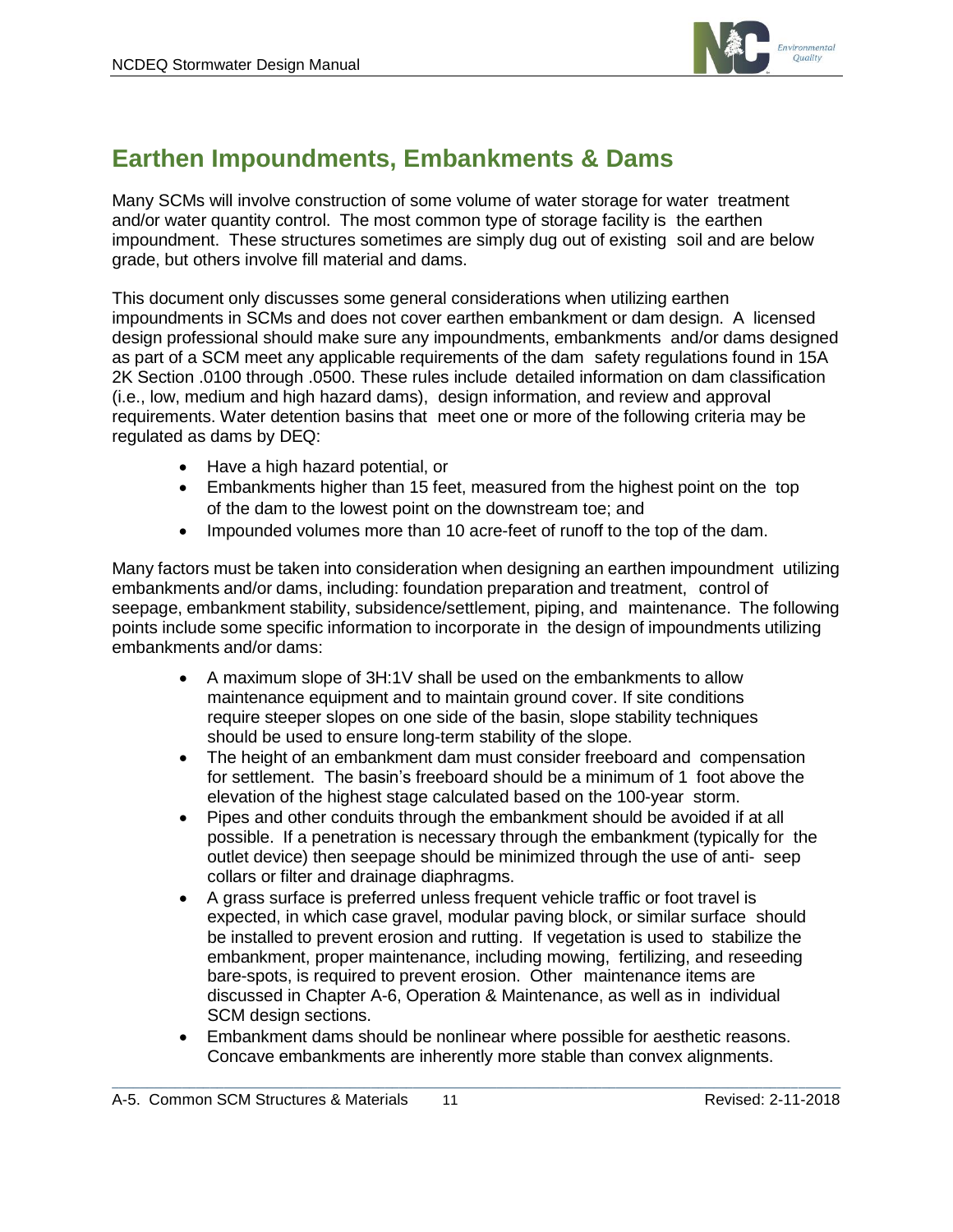# Earthen Impoundments, Embankments & Dams

Many SCMs will involve construction of some volume of water storage for water treatment and/or water quantity control. The most common type of storage facility is the earthen impoundment. These structures sometimes are simply dug out of existing soil and are below grade, but others involve fill material and dams.

This document only discusses some general considerations when utilizing earthen impoundments in SCMs and does not cover earthen embankment or dam design. A licensed design professional should make sure any impoundments, embankments and/or dams designed as part of a SCM meet any applicable requirements of the dam safety regulations found in 15A 2K Section .0100 through .0500. These rules include detailed information on dam classification (i.e., low, medium and high hazard dams), design information, and review and approval requirements. Water detention basins that meet one or more of the following criteria may be regulated as dams by DEQ:

- Have a high hazard potential, or
- Embankments higher than 15 feet, measured from the highest point on the top of the dam to the lowest point on the downstream toe; and
- Impounded volumes more than 10 acre-feet of runoff to the top of the dam.

Many factors must be taken into consideration when designing an earthen impoundment utilizing embankments and/or dams, including: foundation preparation and treatment, control of seepage, embankment stability, subsidence/settlement, piping, and maintenance. The following points include some specific information to incorporate in the design of impoundments utilizing embankments and/or dams:

- A maximum slope of 3H:1V shall be used on the embankments to allow maintenance equipment and to maintain ground cover. If site conditions require steeper slopes on one side of the basin, slope stability techniques should be used to ensure long-term stability of the slope.
- The height of an embankment dam must consider freeboard and compensation for settlement. The basin's freeboard should be a minimum of 1 foot above the elevation of the highest stage calculated based on the 100-year storm.
- Pipes and other conduits through the embankment should be avoided if at all possible. If a penetration is necessary through the embankment (typically for the outlet device) then seepage should be minimized through the use of anti- seep collars or filter and drainage diaphragms.
- A grass surface is preferred unless frequent vehicle traffic or foot travel is expected, in which case gravel, modular paving block, or similar surface should be installed to prevent erosion and rutting. If vegetation is used to stabilize the embankment, proper maintenance, including mowing, fertilizing, and reseeding bare-spots, is required to prevent erosion. Other maintenance items are discussed in Chapter A-6, Operation & Maintenance, as well as in individual SCM design sections.
- Embankment dams should be nonlinear where possible for aesthetic reasons. Concave embankments are inherently more stable than convex alignments.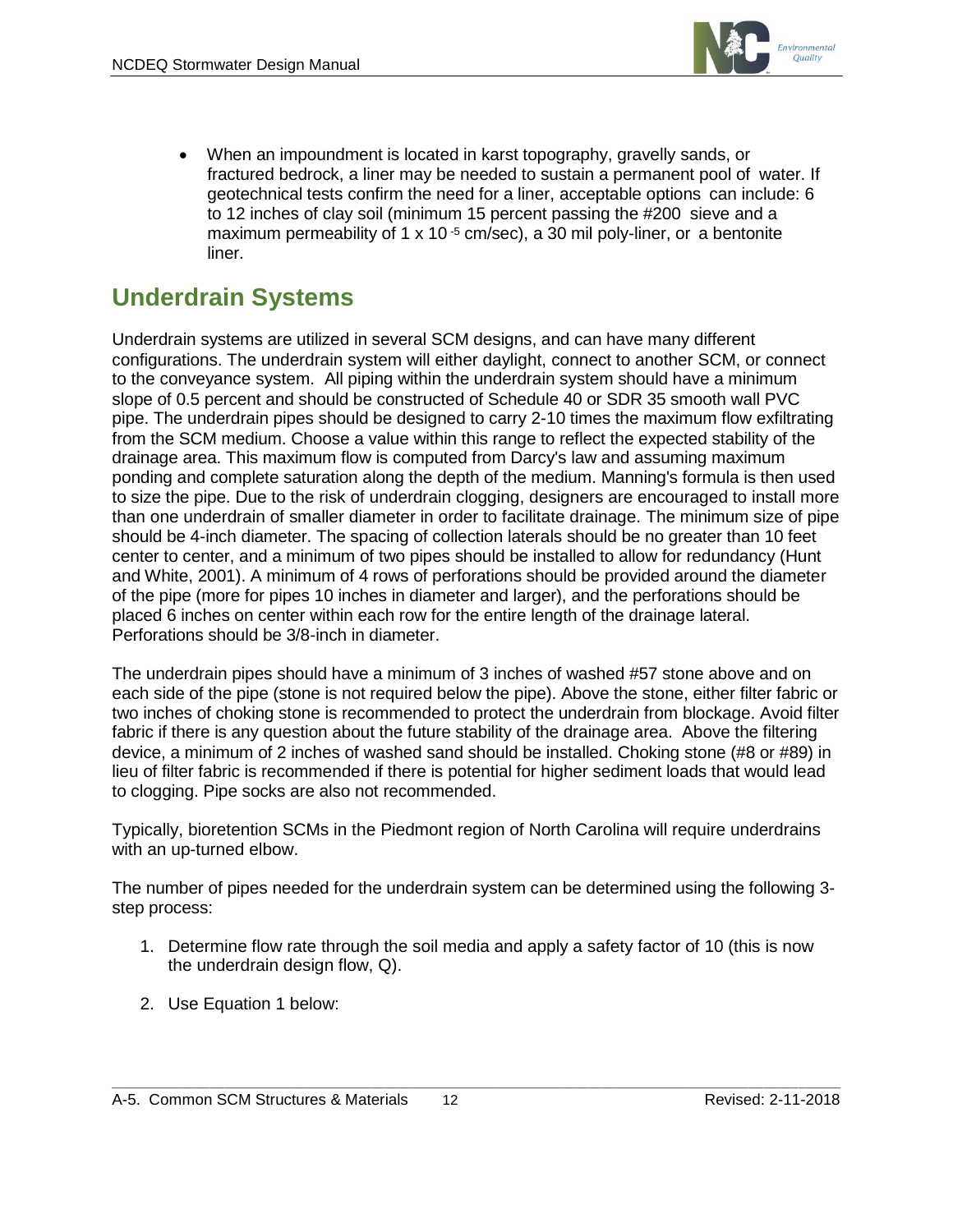- When an impoundment is located in karst topography, gravelly sands, or fractured bedrock, a liner may be needed to sustain a permanent pool of water. If geotechnical tests confirm the need for a liner, acceptable options can include: 6 to 12 inches of clay soil (minimum 15 percent passing the #200 sieve and a maximum permeability of $1 \times 10^{-5}$ cm/sec), a 30 mil poly-liner, or a bentonite liner.

## Underdrain Systems

Underdrain systems are utilized in several SCM designs, and can have many different configurations. The underdrain system will either daylight, connect to another SCM, or connect to the conveyance system. All piping within the underdrain system should have a minimum slope of 0.5 percent and should be constructed of Schedule 40 or SDR 35 smooth wall PVC pipe. The underdrain pipes should be designed to carry 2-10 times the maximum flow exfiltrating from the SCM medium. Choose a value within this range to reflect the expected stability of the drainage area. This maximum flow is computed from Darcy's law and assuming maximum ponding and complete saturation along the depth of the medium. Manning's formula is then used to size the pipe. Due to the risk of underdrain clogging, designers are encouraged to install more than one underdrain of smaller diameter in order to facilitate drainage. The minimum size of pipe should be 4-inch diameter. The spacing of collection laterals should be no greater than 10 feet center to center, and a minimum of two pipes should be installed to allow for redundancy (Hunt and White, 2001). A minimum of 4 rows of perforations should be provided around the diameter of the pipe (more for pipes 10 inches in diameter and larger), and the perforations should be placed 6 inches on center within each row for the entire length of the drainage lateral. Perforations should be 3/8-inch in diameter.

The underdrain pipes should have a minimum of 3 inches of washed #57 stone above and on each side of the pipe (stone is not required below the pipe). Above the stone, either filter fabric or two inches of choking stone is recommended to protect the underdrain from blockage. Avoid filter fabric if there is any question about the future stability of the drainage area. Above the filtering device, a minimum of 2 inches of washed sand should be installed. Choking stone (#8 or #89) in lieu of filter fabric is recommended if there is potential for higher sediment loads that would lead to clogging. Pipe socks are also not recommended.

Typically, bioretention SCMs in the Piedmont region of North Carolina will require underdrains with an up-turned elbow.

The number of pipes needed for the underdrain system can be determined using the following 3-step process:

1. Determine flow rate through the soil media and apply a safety factor of 10 (this is now the underdrain design flow, Q).

2. Use Equation 1 below: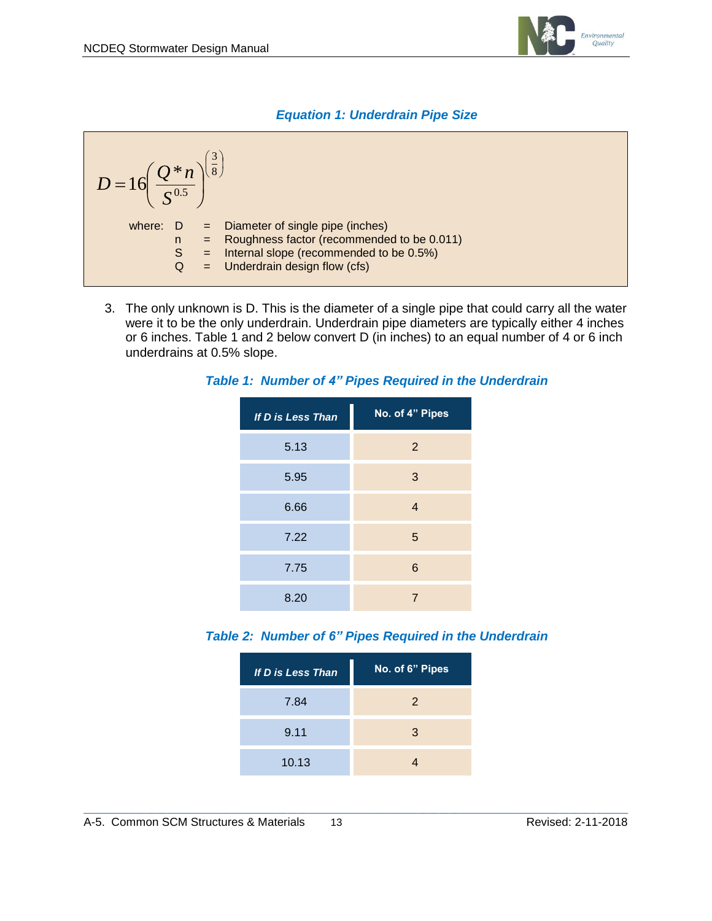*Equation 1: Underdrain Pipe Size*

$$D = 16\left(\frac{Q * n}{S^{0.5}}\right)^{\left(\frac{3}{8}\right)}$$

where:
- D = Diameter of single pipe (inches)
- n = Roughness factor (recommended to be 0.011)
- S = Internal slope (recommended to be 0.5%)
- Q = Underdrain design flow (cfs)

3. The only unknown is D. This is the diameter of a single pipe that could carry all the water were it to be the only underdrain. Underdrain pipe diameters are typically either 4 inches or 6 inches. Table 1 and 2 below convert D (in inches) to an equal number of 4 or 6 inch underdrains at 0.5% slope.

*Table 1: Number of 4" Pipes Required in the Underdrain*

| If D is Less Than | No. of 4" Pipes |
|---|---|
| 5.13 | 2 |
| 5.95 | 3 |
| 6.66 | 4 |
| 7.22 | 5 |
| 7.75 | 6 |
| 8.20 | 7 |

*Table 2: Number of 6" Pipes Required in the Underdrain*

| If D is Less Than | No. of 6" Pipes |
|---|---|
| 7.84 | 2 |
| 9.11 | 3 |
| 10.13 | 4 |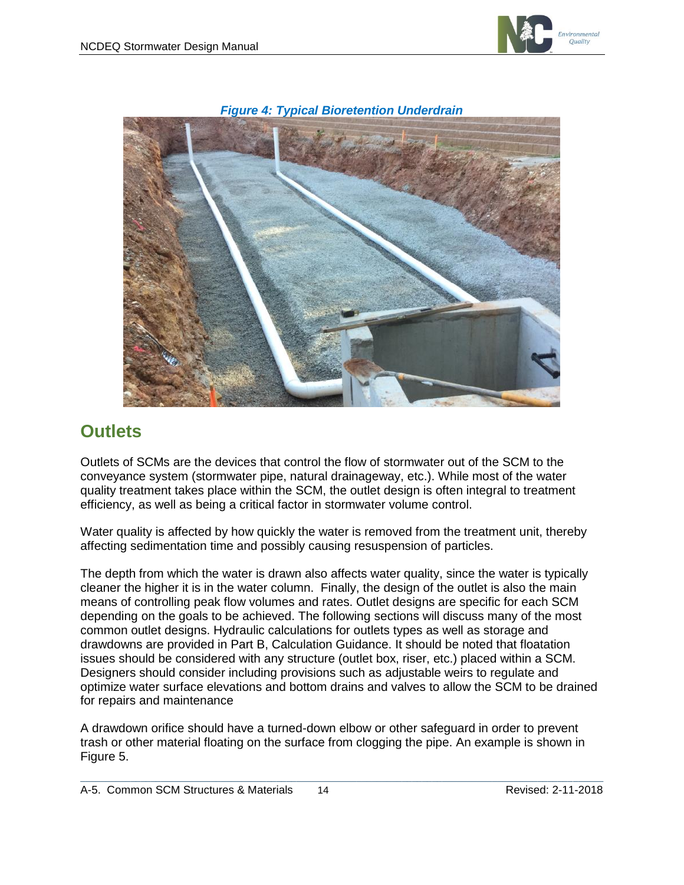*Figure 4: Typical Bioretention Underdrain*

## Outlets

Outlets of SCMs are the devices that control the flow of stormwater out of the SCM to the conveyance system (stormwater pipe, natural drainageway, etc.). While most of the water quality treatment takes place within the SCM, the outlet design is often integral to treatment efficiency, as well as being a critical factor in stormwater volume control.

Water quality is affected by how quickly the water is removed from the treatment unit, thereby affecting sedimentation time and possibly causing resuspension of particles.

The depth from which the water is drawn also affects water quality, since the water is typically cleaner the higher it is in the water column. Finally, the design of the outlet is also the main means of controlling peak flow volumes and rates. Outlet designs are specific for each SCM depending on the goals to be achieved. The following sections will discuss many of the most common outlet designs. Hydraulic calculations for outlets types as well as storage and drawdowns are provided in Part B, Calculation Guidance. It should be noted that floatation issues should be considered with any structure (outlet box, riser, etc.) placed within a SCM. Designers should consider including provisions such as adjustable weirs to regulate and optimize water surface elevations and bottom drains and valves to allow the SCM to be drained for repairs and maintenance

A drawdown orifice should have a turned-down elbow or other safeguard in order to prevent trash or other material floating on the surface from clogging the pipe. An example is shown in Figure 5.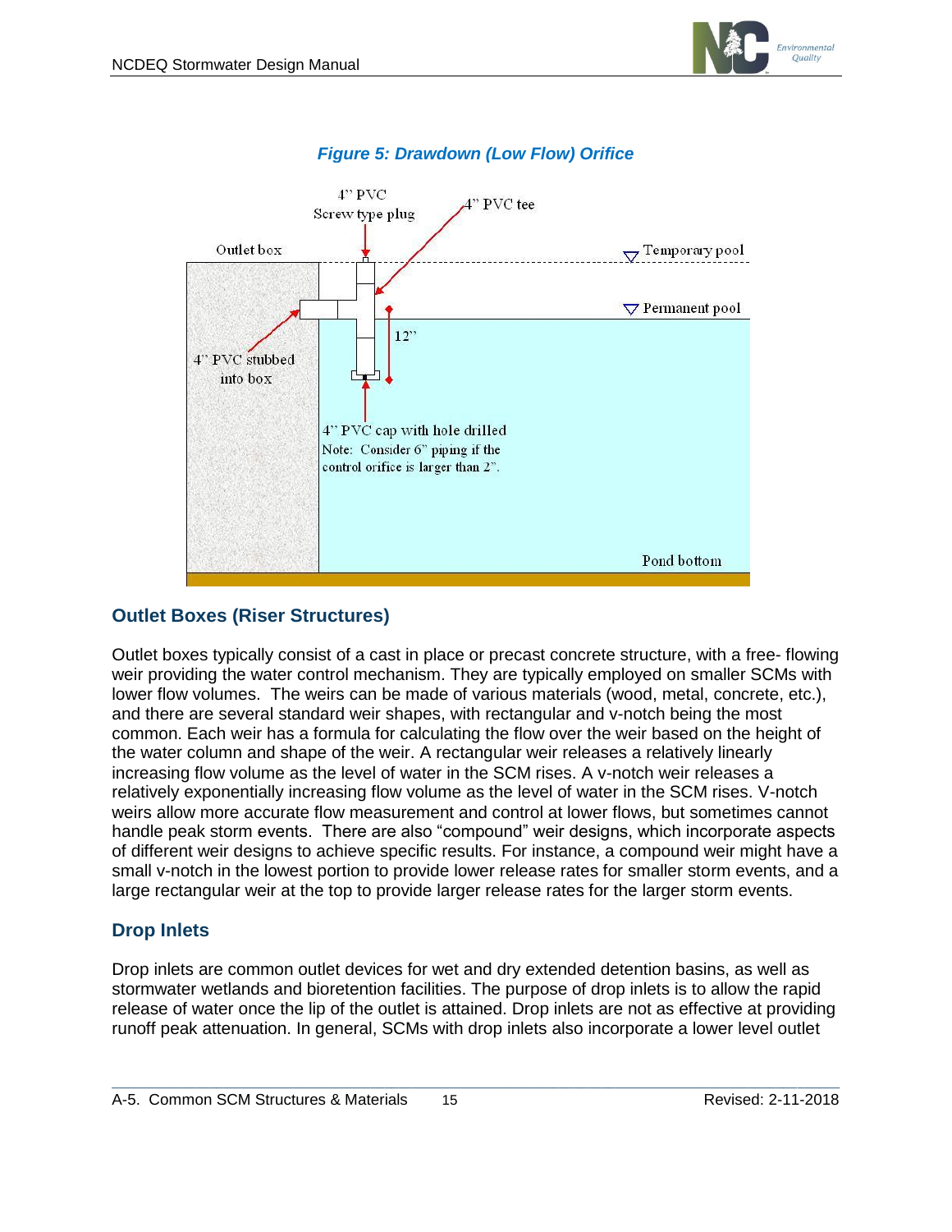*Figure 5: Drawdown (Low Flow) Orifice*

4" PVC
Screw type plug

4" PVC tee

Outlet box

Temporary pool

Permanent pool

12"

4" PVC stubbed
into box

4" PVC cap with hole drilled
Note: Consider 6" piping if the
control orifice is larger than 2".

Pond bottom

## Outlet Boxes (Riser Structures)

Outlet boxes typically consist of a cast in place or precast concrete structure, with a free- flowing weir providing the water control mechanism. They are typically employed on smaller SCMs with lower flow volumes. The weirs can be made of various materials (wood, metal, concrete, etc.), and there are several standard weir shapes, with rectangular and v-notch being the most common. Each weir has a formula for calculating the flow over the weir based on the height of the water column and shape of the weir. A rectangular weir releases a relatively linearly increasing flow volume as the level of water in the SCM rises. A v-notch weir releases a relatively exponentially increasing flow volume as the level of water in the SCM rises. V-notch weirs allow more accurate flow measurement and control at lower flows, but sometimes cannot handle peak storm events. There are also "compound" weir designs, which incorporate aspects of different weir designs to achieve specific results. For instance, a compound weir might have a small v-notch in the lowest portion to provide lower release rates for smaller storm events, and a large rectangular weir at the top to provide larger release rates for the larger storm events.

## Drop Inlets

Drop inlets are common outlet devices for wet and dry extended detention basins, as well as stormwater wetlands and bioretention facilities. The purpose of drop inlets is to allow the rapid release of water once the lip of the outlet is attained. Drop inlets are not as effective at providing runoff peak attenuation. In general, SCMs with drop inlets also incorporate a lower level outlet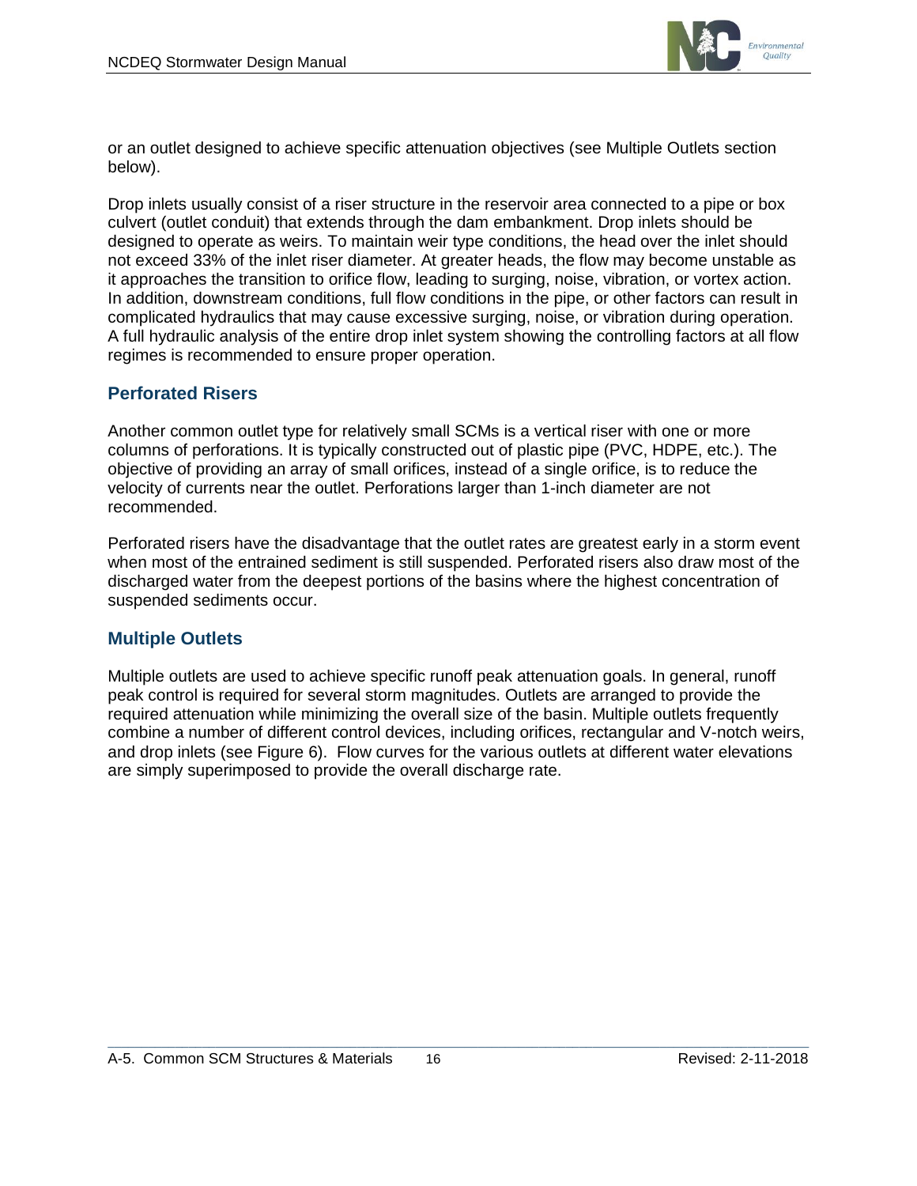or an outlet designed to achieve specific attenuation objectives (see Multiple Outlets section below).

Drop inlets usually consist of a riser structure in the reservoir area connected to a pipe or box culvert (outlet conduit) that extends through the dam embankment. Drop inlets should be designed to operate as weirs. To maintain weir type conditions, the head over the inlet should not exceed 33% of the inlet riser diameter. At greater heads, the flow may become unstable as it approaches the transition to orifice flow, leading to surging, noise, vibration, or vortex action. In addition, downstream conditions, full flow conditions in the pipe, or other factors can result in complicated hydraulics that may cause excessive surging, noise, or vibration during operation. A full hydraulic analysis of the entire drop inlet system showing the controlling factors at all flow regimes is recommended to ensure proper operation.

## Perforated Risers

Another common outlet type for relatively small SCMs is a vertical riser with one or more columns of perforations. It is typically constructed out of plastic pipe (PVC, HDPE, etc.). The objective of providing an array of small orifices, instead of a single orifice, is to reduce the velocity of currents near the outlet. Perforations larger than 1-inch diameter are not recommended.

Perforated risers have the disadvantage that the outlet rates are greatest early in a storm event when most of the entrained sediment is still suspended. Perforated risers also draw most of the discharged water from the deepest portions of the basins where the highest concentration of suspended sediments occur.

## Multiple Outlets

Multiple outlets are used to achieve specific runoff peak attenuation goals. In general, runoff peak control is required for several storm magnitudes. Outlets are arranged to provide the required attenuation while minimizing the overall size of the basin. Multiple outlets frequently combine a number of different control devices, including orifices, rectangular and V-notch weirs, and drop inlets (see Figure 6). Flow curves for the various outlets at different water elevations are simply superimposed to provide the overall discharge rate.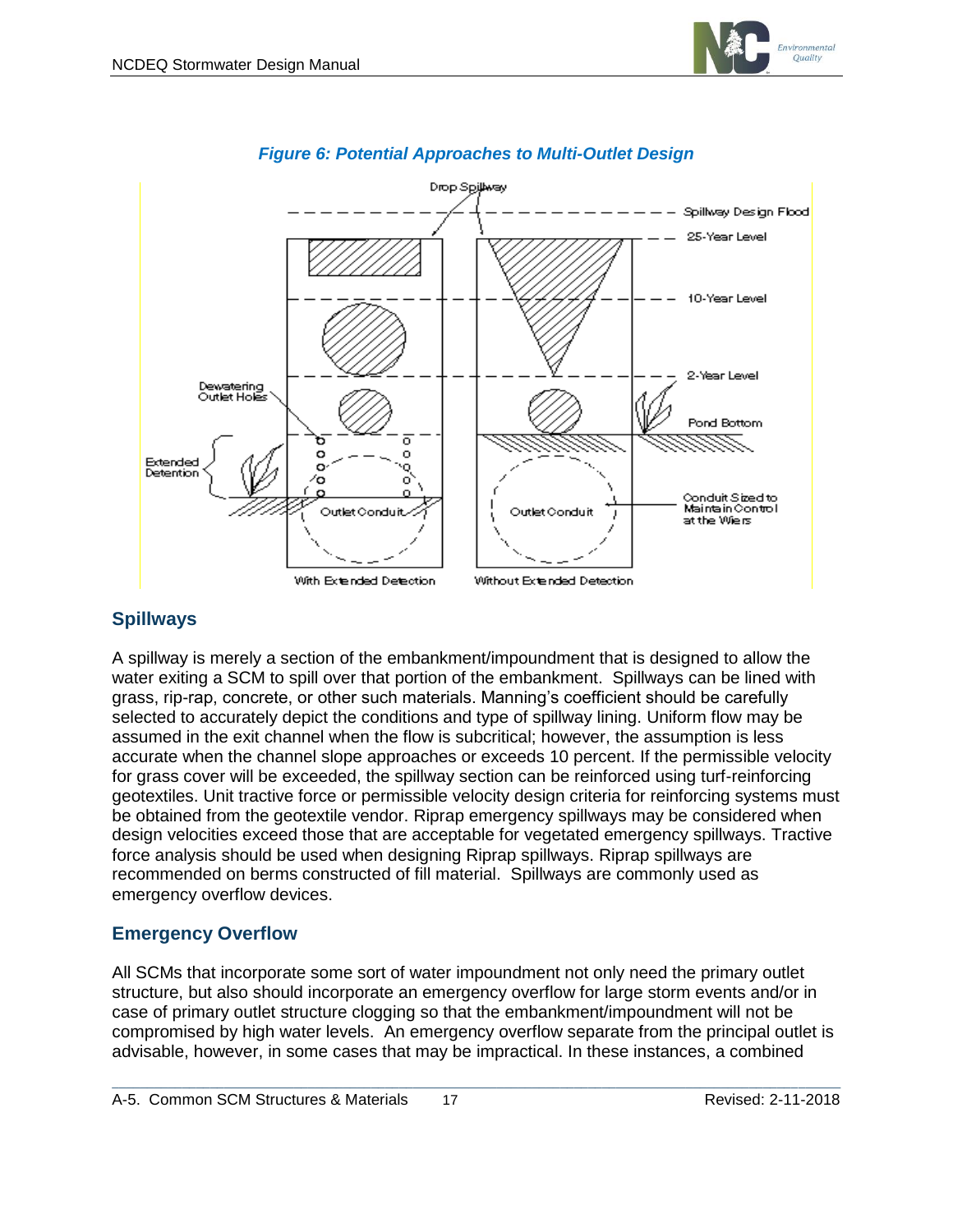*Figure 6: Potential Approaches to Multi-Outlet Design*

## Spillways

A spillway is merely a section of the embankment/impoundment that is designed to allow the water exiting a SCM to spill over that portion of the embankment. Spillways can be lined with grass, rip-rap, concrete, or other such materials. Manning's coefficient should be carefully selected to accurately depict the conditions and type of spillway lining. Uniform flow may be assumed in the exit channel when the flow is subcritical; however, the assumption is less accurate when the channel slope approaches or exceeds 10 percent. If the permissible velocity for grass cover will be exceeded, the spillway section can be reinforced using turf-reinforcing geotextiles. Unit tractive force or permissible velocity design criteria for reinforcing systems must be obtained from the geotextile vendor. Riprap emergency spillways may be considered when design velocities exceed those that are acceptable for vegetated emergency spillways. Tractive force analysis should be used when designing Riprap spillways. Riprap spillways are recommended on berms constructed of fill material. Spillways are commonly used as emergency overflow devices.

## Emergency Overflow

All SCMs that incorporate some sort of water impoundment not only need the primary outlet structure, but also should incorporate an emergency overflow for large storm events and/or in case of primary outlet structure clogging so that the embankment/impoundment will not be compromised by high water levels. An emergency overflow separate from the principal outlet is advisable, however, in some cases that may be impractical. In these instances, a combined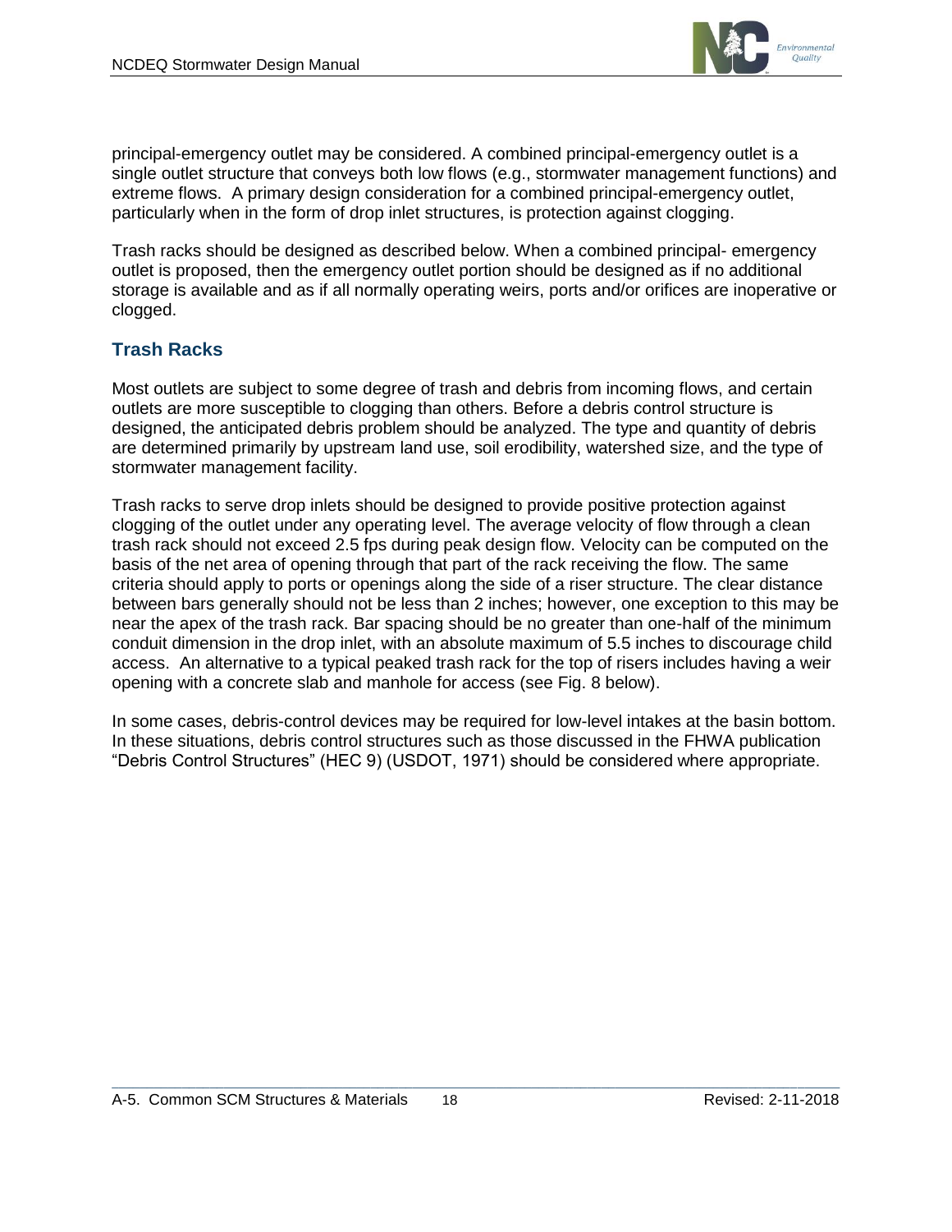principal-emergency outlet may be considered. A combined principal-emergency outlet is a single outlet structure that conveys both low flows (e.g., stormwater management functions) and extreme flows. A primary design consideration for a combined principal-emergency outlet, particularly when in the form of drop inlet structures, is protection against clogging.

Trash racks should be designed as described below. When a combined principal- emergency outlet is proposed, then the emergency outlet portion should be designed as if no additional storage is available and as if all normally operating weirs, ports and/or orifices are inoperative or clogged.

## Trash Racks

Most outlets are subject to some degree of trash and debris from incoming flows, and certain outlets are more susceptible to clogging than others. Before a debris control structure is designed, the anticipated debris problem should be analyzed. The type and quantity of debris are determined primarily by upstream land use, soil erodibility, watershed size, and the type of stormwater management facility.

Trash racks to serve drop inlets should be designed to provide positive protection against clogging of the outlet under any operating level. The average velocity of flow through a clean trash rack should not exceed 2.5 fps during peak design flow. Velocity can be computed on the basis of the net area of opening through that part of the rack receiving the flow. The same criteria should apply to ports or openings along the side of a riser structure. The clear distance between bars generally should not be less than 2 inches; however, one exception to this may be near the apex of the trash rack. Bar spacing should be no greater than one-half of the minimum conduit dimension in the drop inlet, with an absolute maximum of 5.5 inches to discourage child access. An alternative to a typical peaked trash rack for the top of risers includes having a weir opening with a concrete slab and manhole for access (see Fig. 8 below).

In some cases, debris-control devices may be required for low-level intakes at the basin bottom. In these situations, debris control structures such as those discussed in the FHWA publication "Debris Control Structures" (HEC 9) (USDOT, 1971) should be considered where appropriate.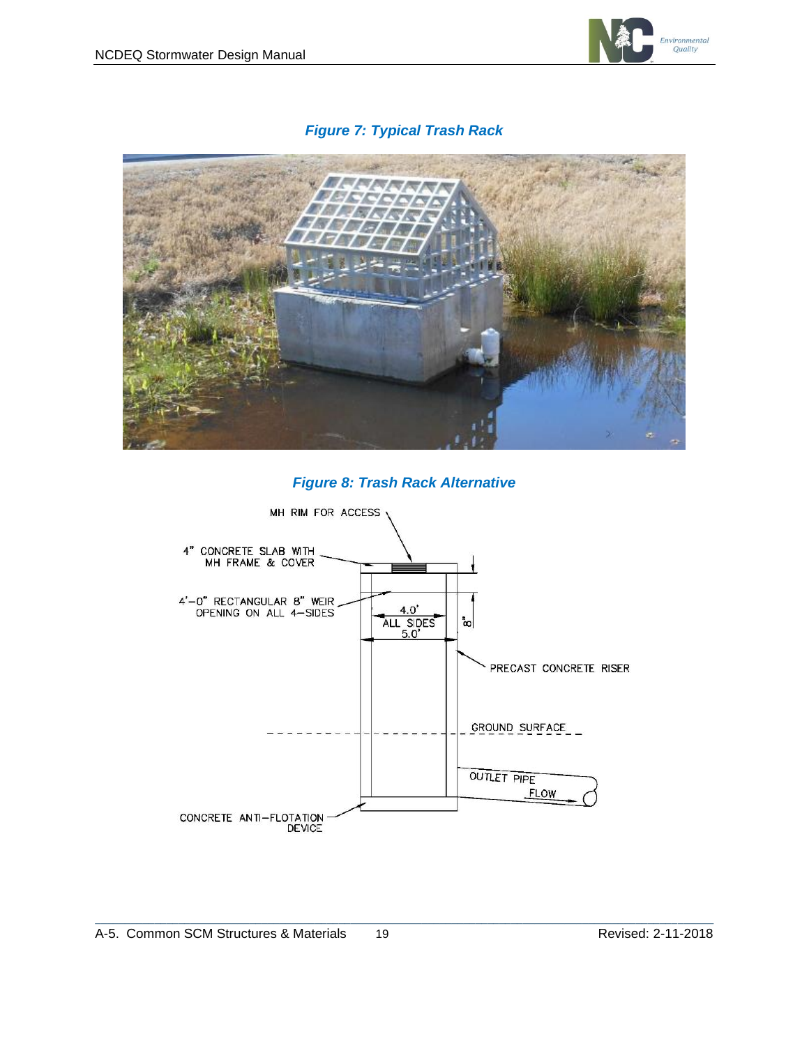*Figure 7: Typical Trash Rack*

*Figure 8: Trash Rack Alternative*

MH RIM FOR ACCESS

4" CONCRETE SLAB WITH MH FRAME & COVER

4'–0" RECTANGULAR 8" WEIR OPENING ON ALL 4–SIDES

4.0'

ALL SIDES

5.0'

8"

PRECAST CONCRETE RISER

GROUND SURFACE

OUTLET PIPE

FLOW

CONCRETE ANTI–FLOTATION DEVICE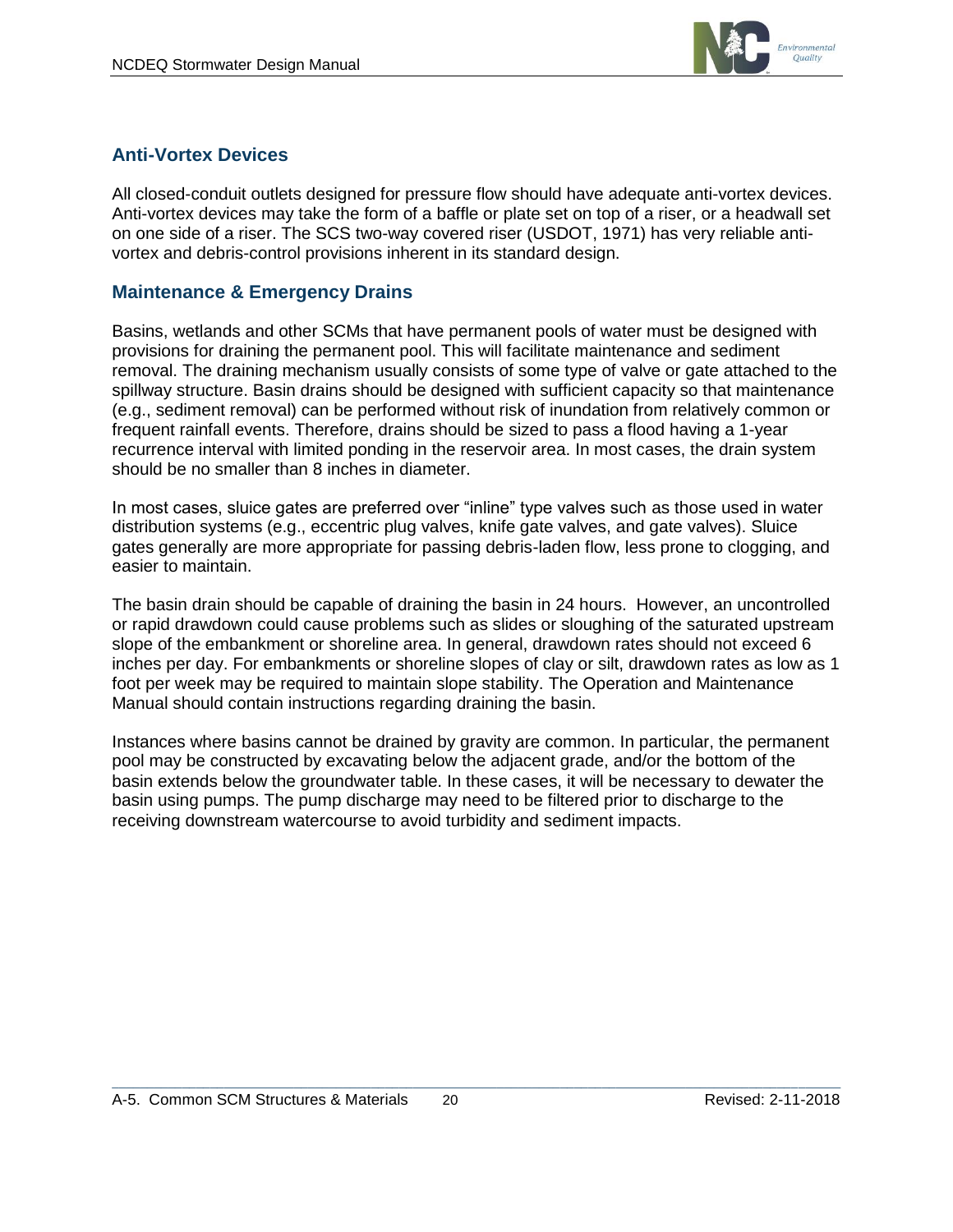## Anti-Vortex Devices

All closed-conduit outlets designed for pressure flow should have adequate anti-vortex devices. Anti-vortex devices may take the form of a baffle or plate set on top of a riser, or a headwall set on one side of a riser. The SCS two-way covered riser (USDOT, 1971) has very reliable anti-vortex and debris-control provisions inherent in its standard design.

## Maintenance & Emergency Drains

Basins, wetlands and other SCMs that have permanent pools of water must be designed with provisions for draining the permanent pool. This will facilitate maintenance and sediment removal. The draining mechanism usually consists of some type of valve or gate attached to the spillway structure. Basin drains should be designed with sufficient capacity so that maintenance (e.g., sediment removal) can be performed without risk of inundation from relatively common or frequent rainfall events. Therefore, drains should be sized to pass a flood having a 1-year recurrence interval with limited ponding in the reservoir area. In most cases, the drain system should be no smaller than 8 inches in diameter.

In most cases, sluice gates are preferred over "inline" type valves such as those used in water distribution systems (e.g., eccentric plug valves, knife gate valves, and gate valves). Sluice gates generally are more appropriate for passing debris-laden flow, less prone to clogging, and easier to maintain.

The basin drain should be capable of draining the basin in 24 hours. However, an uncontrolled or rapid drawdown could cause problems such as slides or sloughing of the saturated upstream slope of the embankment or shoreline area. In general, drawdown rates should not exceed 6 inches per day. For embankments or shoreline slopes of clay or silt, drawdown rates as low as 1 foot per week may be required to maintain slope stability. The Operation and Maintenance Manual should contain instructions regarding draining the basin.

Instances where basins cannot be drained by gravity are common. In particular, the permanent pool may be constructed by excavating below the adjacent grade, and/or the bottom of the basin extends below the groundwater table. In these cases, it will be necessary to dewater the basin using pumps. The pump discharge may need to be filtered prior to discharge to the receiving downstream watercourse to avoid turbidity and sediment impacts.